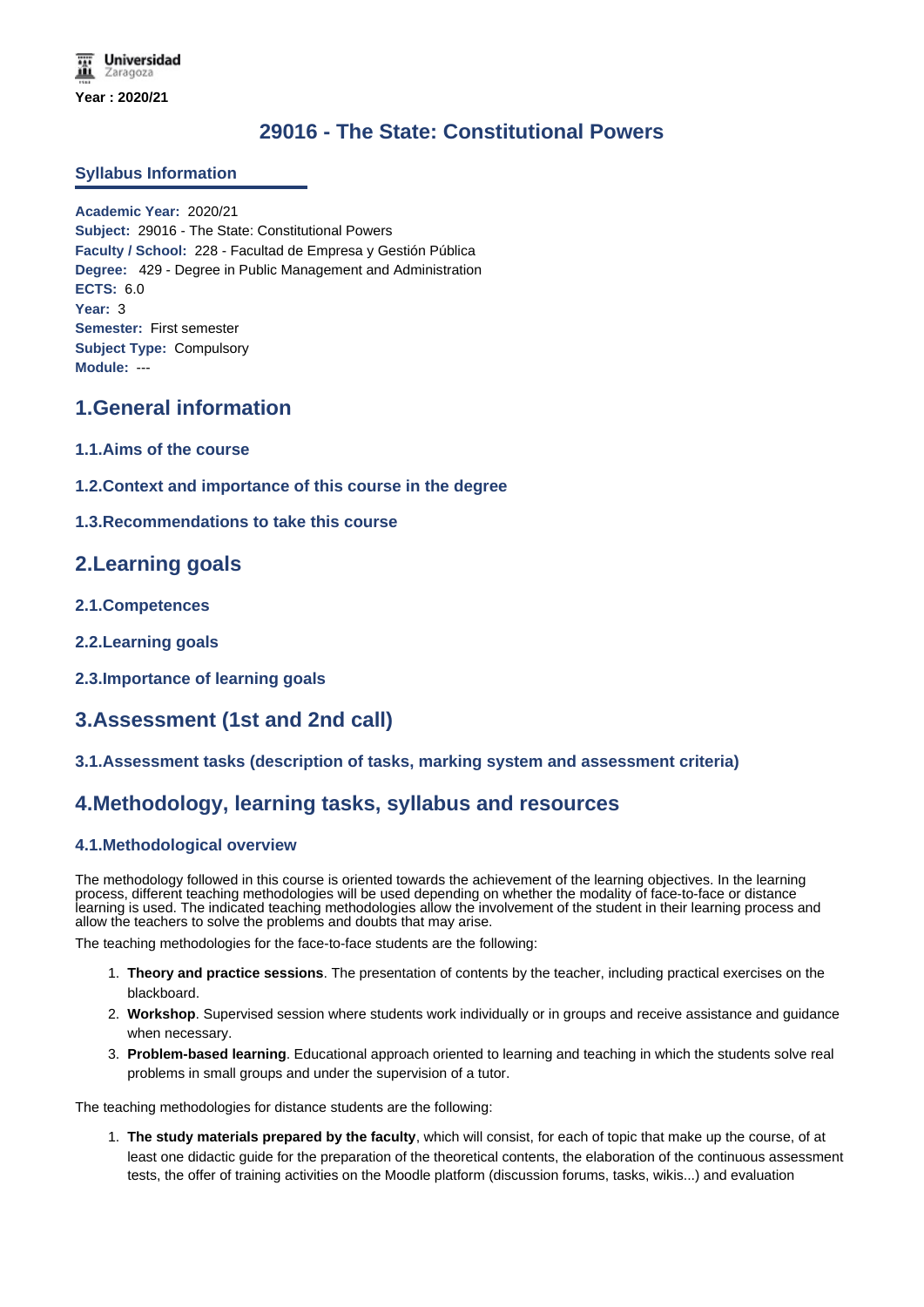Year : 2020/21

# 29016 - The State: Constitutional Powers

## Syllabus Information

**Academic Year:** 2020/21
**Subject:** 29016 - The State: Constitutional Powers
**Faculty / School:** 228 - Facultad de Empresa y Gestión Pública
**Degree:** 429 - Degree in Public Management and Administration
**ECTS:** 6.0
**Year:** 3
**Semester:** First semester
**Subject Type:** Compulsory
**Module:** ---

## 1.General information

### 1.1.Aims of the course

### 1.2.Context and importance of this course in the degree

### 1.3.Recommendations to take this course

## 2.Learning goals

### 2.1.Competences

### 2.2.Learning goals

### 2.3.Importance of learning goals

## 3.Assessment (1st and 2nd call)

### 3.1.Assessment tasks (description of tasks, marking system and assessment criteria)

## 4.Methodology, learning tasks, syllabus and resources

### 4.1.Methodological overview

The methodology followed in this course is oriented towards the achievement of the learning objectives. In the learning process, different teaching methodologies will be used depending on whether the modality of face-to-face or distance learning is used. The indicated teaching methodologies allow the involvement of the student in their learning process and allow the teachers to solve the problems and doubts that may arise.

The teaching methodologies for the face-to-face students are the following:

1. **Theory and practice sessions**. The presentation of contents by the teacher, including practical exercises on the blackboard.
2. **Workshop**. Supervised session where students work individually or in groups and receive assistance and guidance when necessary.
3. **Problem-based learning**. Educational approach oriented to learning and teaching in which the students solve real problems in small groups and under the supervision of a tutor.

The teaching methodologies for distance students are the following:

1. **The study materials prepared by the faculty**, which will consist, for each of topic that make up the course, of at least one didactic guide for the preparation of the theoretical contents, the elaboration of the continuous assessment tests, the offer of training activities on the Moodle platform (discussion forums, tasks, wikis...) and evaluation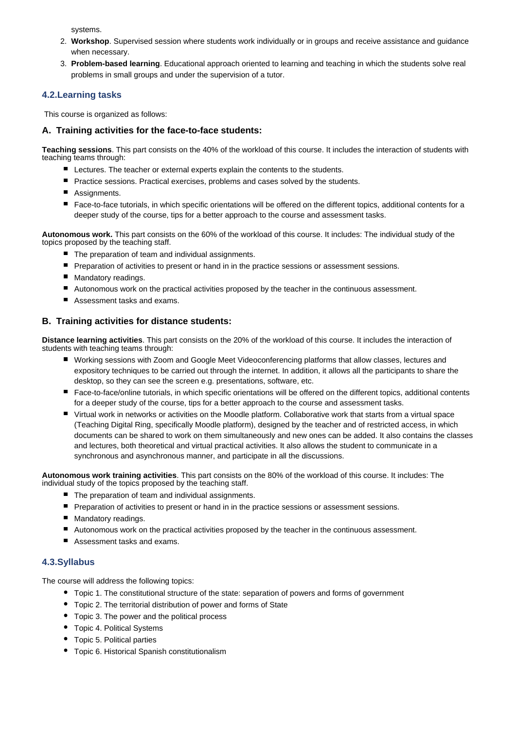systems.

2. **Workshop**. Supervised session where students work individually or in groups and receive assistance and guidance when necessary.
3. **Problem-based learning**. Educational approach oriented to learning and teaching in which the students solve real problems in small groups and under the supervision of a tutor.

## 4.2.Learning tasks

This course is organized as follows:

### A. Training activities for the face-to-face students:

**Teaching sessions**. This part consists on the 40% of the workload of this course. It includes the interaction of students with teaching teams through:

- Lectures. The teacher or external experts explain the contents to the students.
- Practice sessions. Practical exercises, problems and cases solved by the students.
- Assignments.
- Face-to-face tutorials, in which specific orientations will be offered on the different topics, additional contents for a deeper study of the course, tips for a better approach to the course and assessment tasks.

**Autonomous work.** This part consists on the 60% of the workload of this course. It includes: The individual study of the topics proposed by the teaching staff.

- The preparation of team and individual assignments.
- Preparation of activities to present or hand in in the practice sessions or assessment sessions.
- Mandatory readings.
- Autonomous work on the practical activities proposed by the teacher in the continuous assessment.
- Assessment tasks and exams.

### B. Training activities for distance students:

**Distance learning activities**. This part consists on the 20% of the workload of this course. It includes the interaction of students with teaching teams through:

- Working sessions with Zoom and Google Meet Videoconferencing platforms that allow classes, lectures and expository techniques to be carried out through the internet. In addition, it allows all the participants to share the desktop, so they can see the screen e.g. presentations, software, etc.
- Face-to-face/online tutorials, in which specific orientations will be offered on the different topics, additional contents for a deeper study of the course, tips for a better approach to the course and assessment tasks.
- Virtual work in networks or activities on the Moodle platform. Collaborative work that starts from a virtual space (Teaching Digital Ring, specifically Moodle platform), designed by the teacher and of restricted access, in which documents can be shared to work on them simultaneously and new ones can be added. It also contains the classes and lectures, both theoretical and virtual practical activities. It also allows the student to communicate in a synchronous and asynchronous manner, and participate in all the discussions.

**Autonomous work training activities**. This part consists on the 80% of the workload of this course. It includes: The individual study of the topics proposed by the teaching staff.

- The preparation of team and individual assignments.
- Preparation of activities to present or hand in in the practice sessions or assessment sessions.
- Mandatory readings.
- Autonomous work on the practical activities proposed by the teacher in the continuous assessment.
- Assessment tasks and exams.

## 4.3.Syllabus

The course will address the following topics:

- Topic 1. The constitutional structure of the state: separation of powers and forms of government
- Topic 2. The territorial distribution of power and forms of State
- Topic 3. The power and the political process
- Topic 4. Political Systems
- Topic 5. Political parties
- Topic 6. Historical Spanish constitutionalism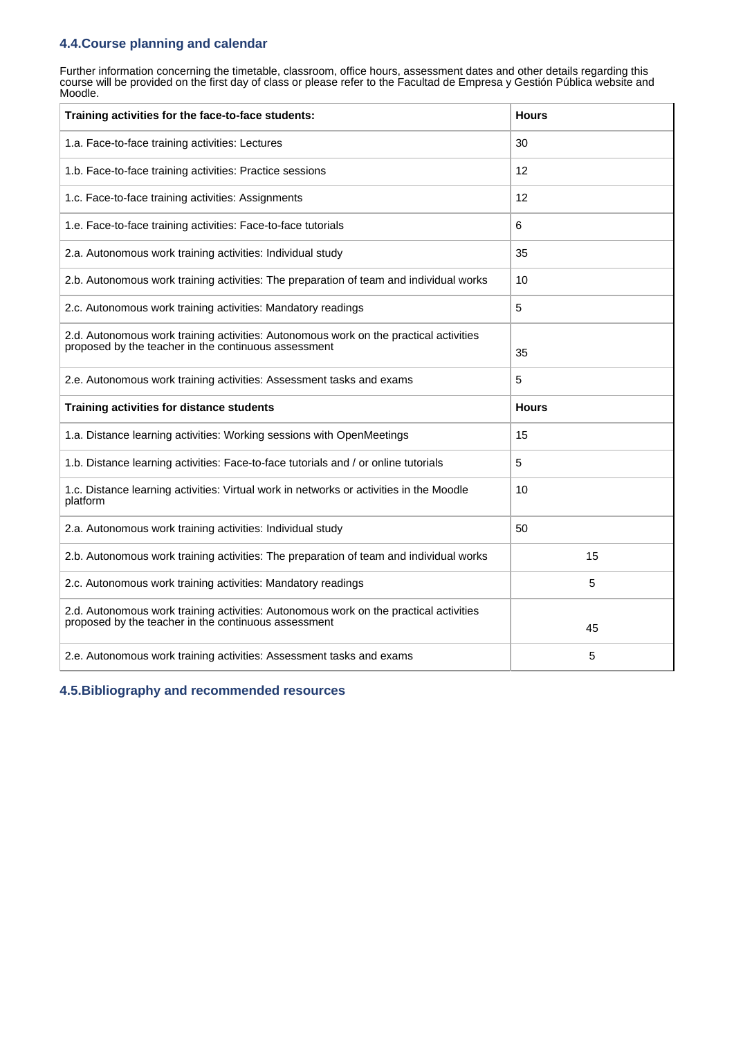### 4.4.Course planning and calendar

Further information concerning the timetable, classroom, office hours, assessment dates and other details regarding this course will be provided on the first day of class or please refer to the Facultad de Empresa y Gestión Pública website and Moodle.

| **Training activities for the face-to-face students:** | **Hours** |
|---|---|
| 1.a. Face-to-face training activities: Lectures | 30 |
| 1.b. Face-to-face training activities: Practice sessions | 12 |
| 1.c. Face-to-face training activities: Assignments | 12 |
| 1.e. Face-to-face training activities: Face-to-face tutorials | 6 |
| 2.a. Autonomous work training activities: Individual study | 35 |
| 2.b. Autonomous work training activities: The preparation of team and individual works | 10 |
| 2.c. Autonomous work training activities: Mandatory readings | 5 |
| 2.d. Autonomous work training activities: Autonomous work on the practical activities proposed by the teacher in the continuous assessment | 35 |
| 2.e. Autonomous work training activities: Assessment tasks and exams | 5 |
| **Training activities for distance students** | **Hours** |
| 1.a. Distance learning activities: Working sessions with OpenMeetings | 15 |
| 1.b. Distance learning activities: Face-to-face tutorials and / or online tutorials | 5 |
| 1.c. Distance learning activities: Virtual work in networks or activities in the Moodle platform | 10 |
| 2.a. Autonomous work training activities: Individual study | 50 |
| 2.b. Autonomous work training activities: The preparation of team and individual works | 15 |
| 2.c. Autonomous work training activities: Mandatory readings | 5 |
| 2.d. Autonomous work training activities: Autonomous work on the practical activities proposed by the teacher in the continuous assessment | 45 |
| 2.e. Autonomous work training activities: Assessment tasks and exams | 5 |

### 4.5.Bibliography and recommended resources